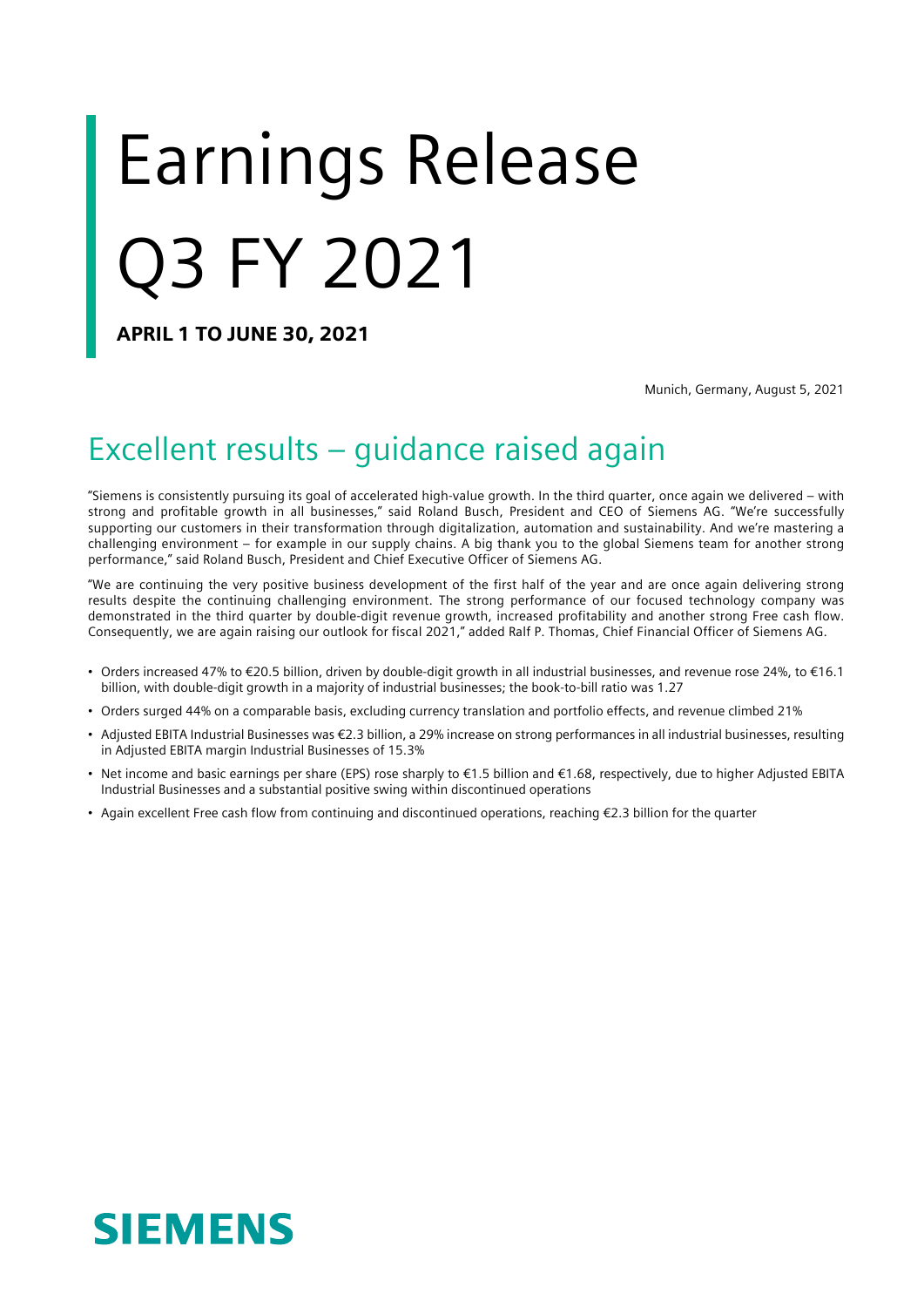# Earnings Release Q3 FY 2021

**APRIL 1 TO JUNE 30, 2021**

Munich, Germany, August 5, 2021

## Excellent results – guidance raised again

"Siemens is consistently pursuing its goal of accelerated high-value growth. In the third quarter, once again we delivered – with strong and profitable growth in all businesses," said Roland Busch, President and CEO of Siemens AG. "We're successfully supporting our customers in their transformation through digitalization, automation and sustainability. And we're mastering a challenging environment – for example in our supply chains. A big thank you to the global Siemens team for another strong performance," said Roland Busch, President and Chief Executive Officer of Siemens AG.

"We are continuing the very positive business development of the first half of the year and are once again delivering strong results despite the continuing challenging environment. The strong performance of our focused technology company was demonstrated in the third quarter by double-digit revenue growth, increased profitability and another strong Free cash flow. Consequently, we are again raising our outlook for fiscal 2021," added Ralf P. Thomas, Chief Financial Officer of Siemens AG.

- Orders increased 47% to €20.5 billion, driven by double-digit growth in all industrial businesses, and revenue rose 24%, to €16.1 billion, with double-digit growth in a majority of industrial businesses; the book-to-bill ratio was 1.27
- Orders surged 44% on a comparable basis, excluding currency translation and portfolio effects, and revenue climbed 21%
- Adjusted EBITA Industrial Businesses was €2.3 billion, a 29% increase on strong performances in all industrial businesses, resulting in Adjusted EBITA margin Industrial Businesses of 15.3%
- Net income and basic earnings per share (EPS) rose sharply to €1.5 billion and €1.68, respectively, due to higher Adjusted EBITA Industrial Businesses and a substantial positive swing within discontinued operations
- Again excellent Free cash flow from continuing and discontinued operations, reaching €2.3 billion for the quarter

**SIEMENS**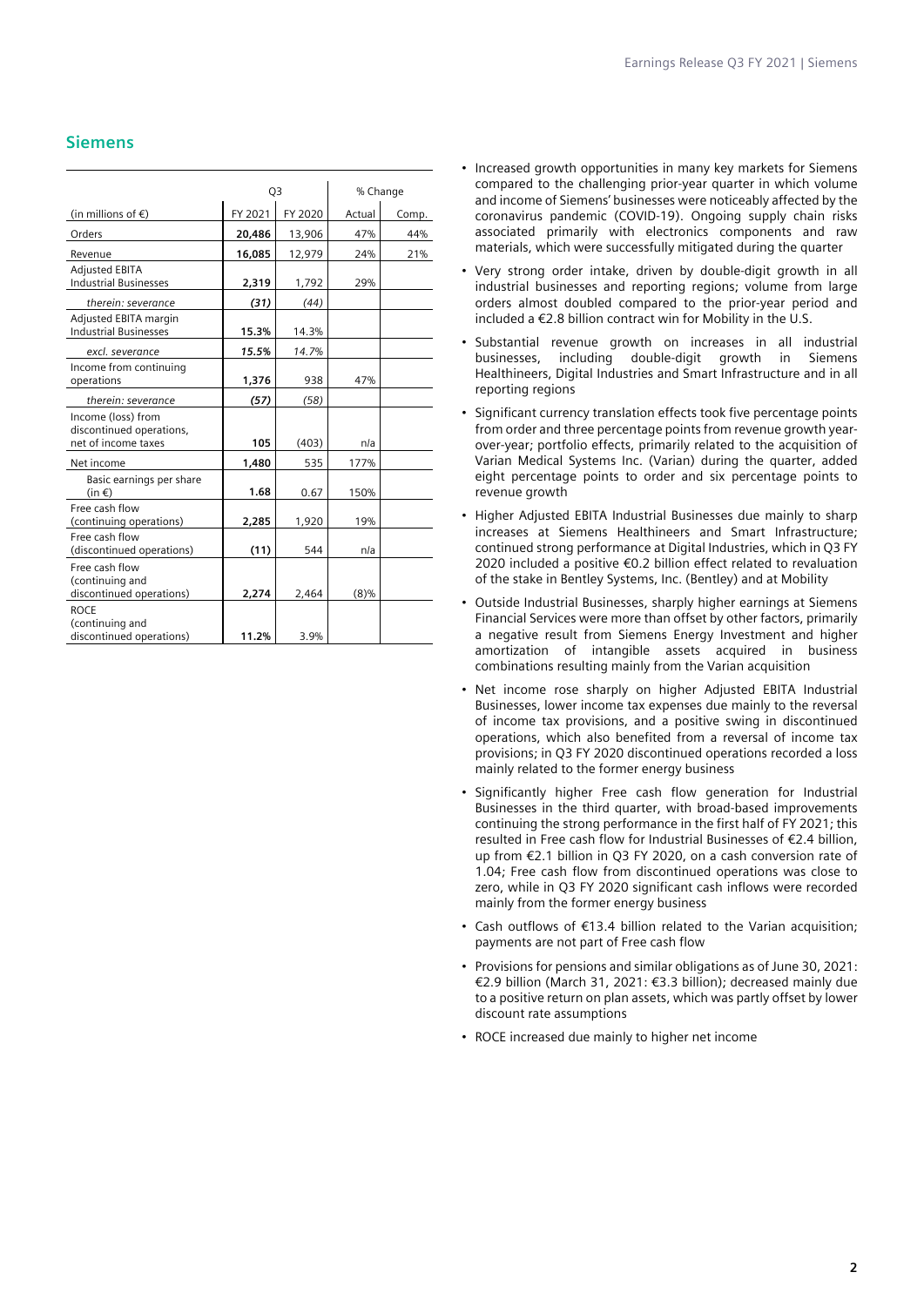## Siemens

| | Q3 | | % Change | |
|---|---|---|---|---|
| (in millions of €) | FY 2021 | FY 2020 | Actual | Comp. |
| Orders | **20,486** | 13,906 | 47% | 44% |
| Revenue | **16,085** | 12,979 | 24% | 21% |
| Adjusted EBITA Industrial Businesses | **2,319** | 1,792 | 29% | |
| *therein: severance* | ***(31)*** | *(44)* | | |
| Adjusted EBITA margin Industrial Businesses | **15.3%** | 14.3% | | |
| *excl. severance* | ***15.5%*** | *14.7%* | | |
| Income from continuing operations | **1,376** | 938 | 47% | |
| *therein: severance* | ***(57)*** | *(58)* | | |
| Income (loss) from discontinued operations, net of income taxes | **105** | (403) | n/a | |
| Net income | **1,480** | 535 | 177% | |
| Basic earnings per share (in €) | **1.68** | 0.67 | 150% | |
| Free cash flow (continuing operations) | **2,285** | 1,920 | 19% | |
| Free cash flow (discontinued operations) | **(11)** | 544 | n/a | |
| Free cash flow (continuing and discontinued operations) | **2,274** | 2,464 | (8)% | |
| ROCE (continuing and discontinued operations) | **11.2%** | 3.9% | | |

- Increased growth opportunities in many key markets for Siemens compared to the challenging prior-year quarter in which volume and income of Siemens' businesses were noticeably affected by the coronavirus pandemic (COVID-19). Ongoing supply chain risks associated primarily with electronics components and raw materials, which were successfully mitigated during the quarter
- Very strong order intake, driven by double-digit growth in all industrial businesses and reporting regions; volume from large orders almost doubled compared to the prior-year period and included a €2.8 billion contract win for Mobility in the U.S.
- Substantial revenue growth on increases in all industrial businesses, including double-digit growth in Siemens Healthineers, Digital Industries and Smart Infrastructure and in all reporting regions
- Significant currency translation effects took five percentage points from order and three percentage points from revenue growth year-over-year; portfolio effects, primarily related to the acquisition of Varian Medical Systems Inc. (Varian) during the quarter, added eight percentage points to order and six percentage points to revenue growth
- Higher Adjusted EBITA Industrial Businesses due mainly to sharp increases at Siemens Healthineers and Smart Infrastructure; continued strong performance at Digital Industries, which in Q3 FY 2020 included a positive €0.2 billion effect related to revaluation of the stake in Bentley Systems, Inc. (Bentley) and at Mobility
- Outside Industrial Businesses, sharply higher earnings at Siemens Financial Services were more than offset by other factors, primarily a negative result from Siemens Energy Investment and higher amortization of intangible assets acquired in business combinations resulting mainly from the Varian acquisition
- Net income rose sharply on higher Adjusted EBITA Industrial Businesses, lower income tax expenses due mainly to the reversal of income tax provisions, and a positive swing in discontinued operations, which also benefited from a reversal of income tax provisions; in Q3 FY 2020 discontinued operations recorded a loss mainly related to the former energy business
- Significantly higher Free cash flow generation for Industrial Businesses in the third quarter, with broad-based improvements continuing the strong performance in the first half of FY 2021; this resulted in Free cash flow for Industrial Businesses of €2.4 billion, up from €2.1 billion in Q3 FY 2020, on a cash conversion rate of 1.04; Free cash flow from discontinued operations was close to zero, while in Q3 FY 2020 significant cash inflows were recorded mainly from the former energy business
- Cash outflows of €13.4 billion related to the Varian acquisition; payments are not part of Free cash flow
- Provisions for pensions and similar obligations as of June 30, 2021: €2.9 billion (March 31, 2021: €3.3 billion); decreased mainly due to a positive return on plan assets, which was partly offset by lower discount rate assumptions
- ROCE increased due mainly to higher net income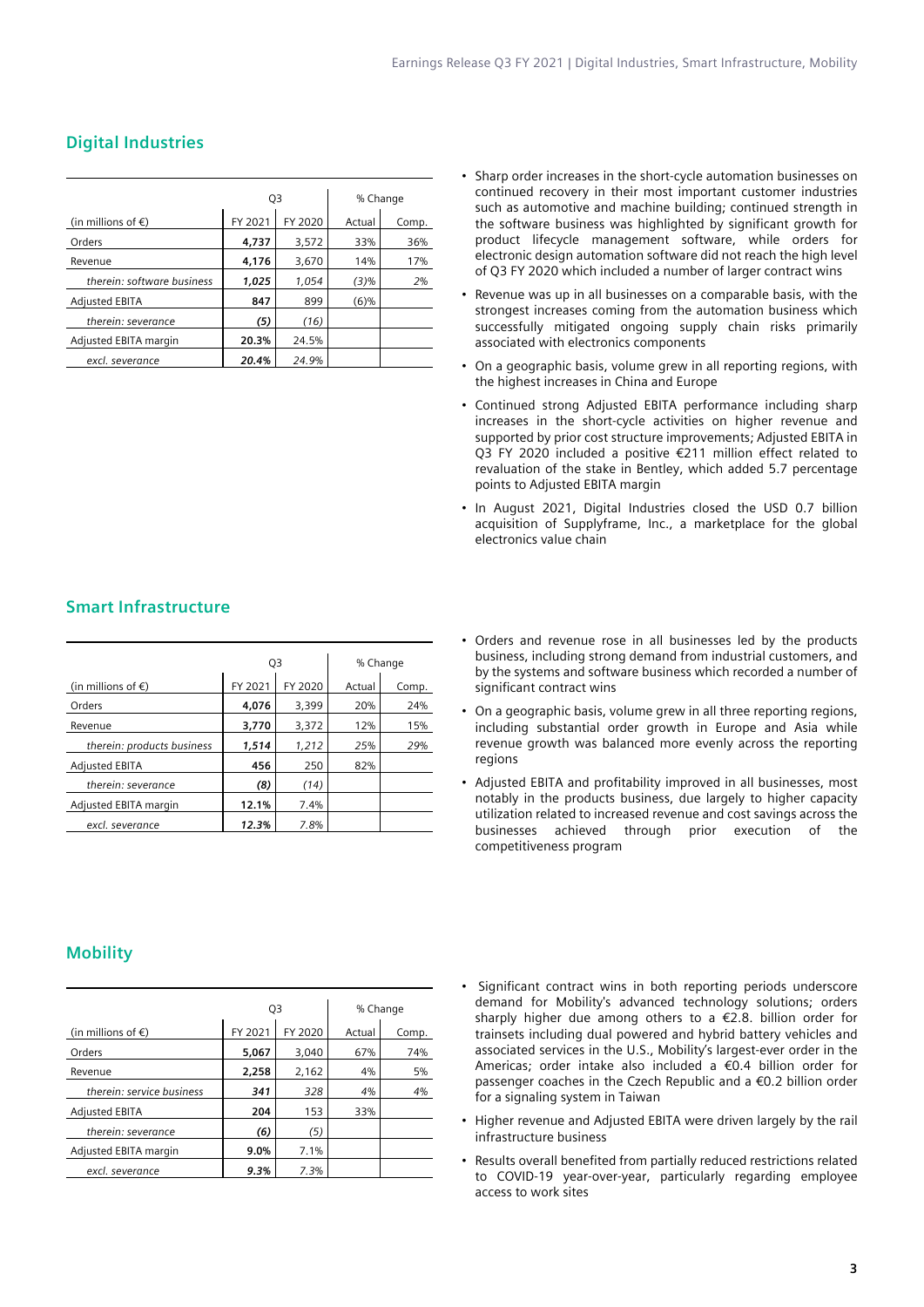## Digital Industries

| | Q3 | | % Change | |
|---|---|---|---|---|
| (in millions of €) | FY 2021 | FY 2020 | Actual | Comp. |
| Orders | **4,737** | 3,572 | 33% | 36% |
| Revenue | **4,176** | 3,670 | 14% | 17% |
| *therein: software business* | ***1,025*** | *1,054* | *(3)%* | *2%* |
| Adjusted EBITA | **847** | 899 | (6)% | |
| *therein: severance* | ***(5)*** | *(16)* | | |
| Adjusted EBITA margin | **20.3%** | 24.5% | | |
| *excl. severance* | ***20.4%*** | *24.9%* | | |

- Sharp order increases in the short-cycle automation businesses on continued recovery in their most important customer industries such as automotive and machine building; continued strength in the software business was highlighted by significant growth for product lifecycle management software, while orders for electronic design automation software did not reach the high level of Q3 FY 2020 which included a number of larger contract wins
- Revenue was up in all businesses on a comparable basis, with the strongest increases coming from the automation business which successfully mitigated ongoing supply chain risks primarily associated with electronics components
- On a geographic basis, volume grew in all reporting regions, with the highest increases in China and Europe
- Continued strong Adjusted EBITA performance including sharp increases in the short-cycle activities on higher revenue and supported by prior cost structure improvements; Adjusted EBITA in Q3 FY 2020 included a positive €211 million effect related to revaluation of the stake in Bentley, which added 5.7 percentage points to Adjusted EBITA margin
- In August 2021, Digital Industries closed the USD 0.7 billion acquisition of Supplyframe, Inc., a marketplace for the global electronics value chain

## Smart Infrastructure

| | Q3 | | % Change | |
|---|---|---|---|---|
| (in millions of €) | FY 2021 | FY 2020 | Actual | Comp. |
| Orders | **4,076** | 3,399 | 20% | 24% |
| Revenue | **3,770** | 3,372 | 12% | 15% |
| *therein: products business* | ***1,514*** | *1,212* | *25%* | *29%* |
| Adjusted EBITA | **456** | 250 | 82% | |
| *therein: severance* | ***(8)*** | *(14)* | | |
| Adjusted EBITA margin | **12.1%** | 7.4% | | |
| *excl. severance* | ***12.3%*** | *7.8%* | | |

- Orders and revenue rose in all businesses led by the products business, including strong demand from industrial customers, and by the systems and software business which recorded a number of significant contract wins
- On a geographic basis, volume grew in all three reporting regions, including substantial order growth in Europe and Asia while revenue growth was balanced more evenly across the reporting regions
- Adjusted EBITA and profitability improved in all businesses, most notably in the products business, due largely to higher capacity utilization related to increased revenue and cost savings across the businesses achieved through prior execution of the competitiveness program

## Mobility

| | Q3 | | % Change | |
|---|---|---|---|---|
| (in millions of €) | FY 2021 | FY 2020 | Actual | Comp. |
| Orders | **5,067** | 3,040 | 67% | 74% |
| Revenue | **2,258** | 2,162 | 4% | 5% |
| *therein: service business* | ***341*** | *328* | *4%* | *4%* |
| Adjusted EBITA | **204** | 153 | 33% | |
| *therein: severance* | ***(6)*** | *(5)* | | |
| Adjusted EBITA margin | **9.0%** | 7.1% | | |
| *excl. severance* | ***9.3%*** | *7.3%* | | |

- Significant contract wins in both reporting periods underscore demand for Mobility's advanced technology solutions; orders sharply higher due among others to a €2.8. billion order for trainsets including dual powered and hybrid battery vehicles and associated services in the U.S., Mobility's largest-ever order in the Americas; order intake also included a €0.4 billion order for passenger coaches in the Czech Republic and a €0.2 billion order for a signaling system in Taiwan
- Higher revenue and Adjusted EBITA were driven largely by the rail infrastructure business
- Results overall benefited from partially reduced restrictions related to COVID-19 year-over-year, particularly regarding employee access to work sites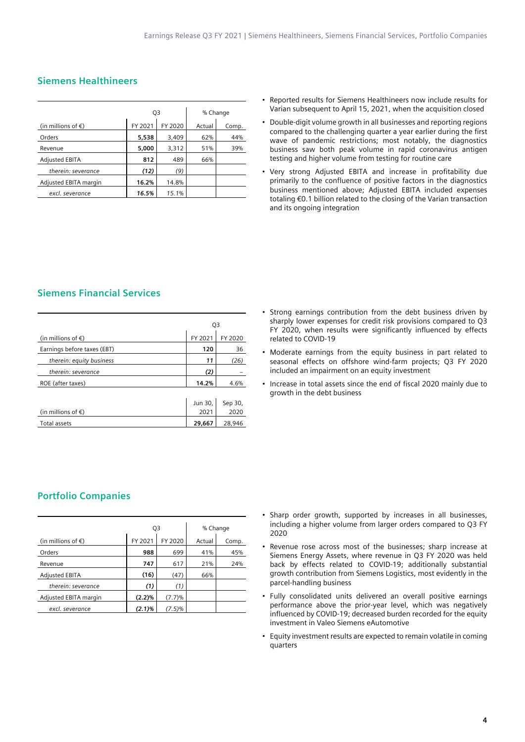## Siemens Healthineers

| (in millions of €) | Q3 FY 2021 | Q3 FY 2020 | % Change Actual | % Change Comp. |
|---|---|---|---|---|
| Orders | **5,538** | 3,409 | 62% | 44% |
| Revenue | **5,000** | 3,312 | 51% | 39% |
| Adjusted EBITA | **812** | 489 | 66% | |
| *therein: severance* | ***(12)*** | *(9)* | | |
| Adjusted EBITA margin | **16.2%** | 14.8% | | |
| *excl. severance* | ***16.5%*** | *15.1%* | | |

- Reported results for Siemens Healthineers now include results for Varian subsequent to April 15, 2021, when the acquisition closed
- Double-digit volume growth in all businesses and reporting regions compared to the challenging quarter a year earlier during the first wave of pandemic restrictions; most notably, the diagnostics business saw both peak volume in rapid coronavirus antigen testing and higher volume from testing for routine care
- Very strong Adjusted EBITA and increase in profitability due primarily to the confluence of positive factors in the diagnostics business mentioned above; Adjusted EBITA included expenses totaling €0.1 billion related to the closing of the Varian transaction and its ongoing integration

## Siemens Financial Services

| (in millions of €) | Q3 FY 2021 | Q3 FY 2020 |
|---|---|---|
| Earnings before taxes (EBT) | **120** | 36 |
| *therein: equity business* | ***11*** | *(26)* |
| *therein: severance* | ***(2)*** | *–* |
| ROE (after taxes) | **14.2%** | 4.6% |

| (in millions of €) | Jun 30, 2021 | Sep 30, 2020 |
|---|---|---|
| Total assets | **29,667** | 28,946 |

- Strong earnings contribution from the debt business driven by sharply lower expenses for credit risk provisions compared to Q3 FY 2020, when results were significantly influenced by effects related to COVID-19
- Moderate earnings from the equity business in part related to seasonal effects on offshore wind-farm projects; Q3 FY 2020 included an impairment on an equity investment
- Increase in total assets since the end of fiscal 2020 mainly due to growth in the debt business

## Portfolio Companies

| (in millions of €) | Q3 FY 2021 | Q3 FY 2020 | % Change Actual | % Change Comp. |
|---|---|---|---|---|
| Orders | **988** | 699 | 41% | 45% |
| Revenue | **747** | 617 | 21% | 24% |
| Adjusted EBITA | **(16)** | (47) | 66% | |
| *therein: severance* | ***(1)*** | *(1)* | | |
| Adjusted EBITA margin | **(2.2)%** | (7.7)% | | |
| *excl. severance* | ***(2.1)%*** | *(7.5)%* | | |

- Sharp order growth, supported by increases in all businesses, including a higher volume from larger orders compared to Q3 FY 2020
- Revenue rose across most of the businesses; sharp increase at Siemens Energy Assets, where revenue in Q3 FY 2020 was held back by effects related to COVID-19; additionally substantial growth contribution from Siemens Logistics, most evidently in the parcel-handling business
- Fully consolidated units delivered an overall positive earnings performance above the prior-year level, which was negatively influenced by COVID-19; decreased burden recorded for the equity investment in Valeo Siemens eAutomotive
- Equity investment results are expected to remain volatile in coming quarters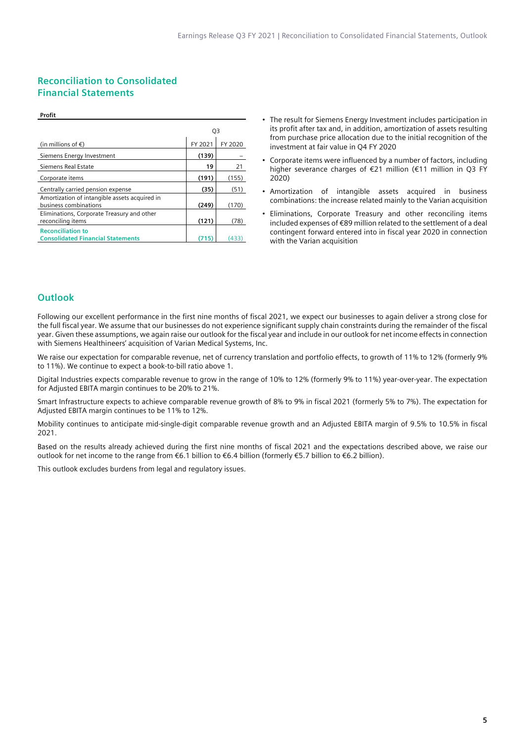## Reconciliation to Consolidated Financial Statements

**Profit**

| (in millions of €) | Q3 FY 2021 | Q3 FY 2020 |
|---|---|---|
| Siemens Energy Investment | **(139)** | – |
| Siemens Real Estate | **19** | 21 |
| Corporate items | **(191)** | (155) |
| Centrally carried pension expense | **(35)** | (51) |
| Amortization of intangible assets acquired in business combinations | **(249)** | (170) |
| Eliminations, Corporate Treasury and other reconciling items | **(121)** | (78) |
| **Reconciliation to Consolidated Financial Statements** | **(715)** | (433) |

- The result for Siemens Energy Investment includes participation in its profit after tax and, in addition, amortization of assets resulting from purchase price allocation due to the initial recognition of the investment at fair value in Q4 FY 2020
- Corporate items were influenced by a number of factors, including higher severance charges of €21 million (€11 million in Q3 FY 2020)
- Amortization of intangible assets acquired in business combinations: the increase related mainly to the Varian acquisition
- Eliminations, Corporate Treasury and other reconciling items included expenses of €89 million related to the settlement of a deal contingent forward entered into in fiscal year 2020 in connection with the Varian acquisition

## Outlook

Following our excellent performance in the first nine months of fiscal 2021, we expect our businesses to again deliver a strong close for the full fiscal year. We assume that our businesses do not experience significant supply chain constraints during the remainder of the fiscal year. Given these assumptions, we again raise our outlook for the fiscal year and include in our outlook for net income effects in connection with Siemens Healthineers' acquisition of Varian Medical Systems, Inc.

We raise our expectation for comparable revenue, net of currency translation and portfolio effects, to growth of 11% to 12% (formerly 9% to 11%). We continue to expect a book-to-bill ratio above 1.

Digital Industries expects comparable revenue to grow in the range of 10% to 12% (formerly 9% to 11%) year-over-year. The expectation for Adjusted EBITA margin continues to be 20% to 21%.

Smart Infrastructure expects to achieve comparable revenue growth of 8% to 9% in fiscal 2021 (formerly 5% to 7%). The expectation for Adjusted EBITA margin continues to be 11% to 12%.

Mobility continues to anticipate mid-single-digit comparable revenue growth and an Adjusted EBITA margin of 9.5% to 10.5% in fiscal 2021.

Based on the results already achieved during the first nine months of fiscal 2021 and the expectations described above, we raise our outlook for net income to the range from €6.1 billion to €6.4 billion (formerly €5.7 billion to €6.2 billion).

This outlook excludes burdens from legal and regulatory issues.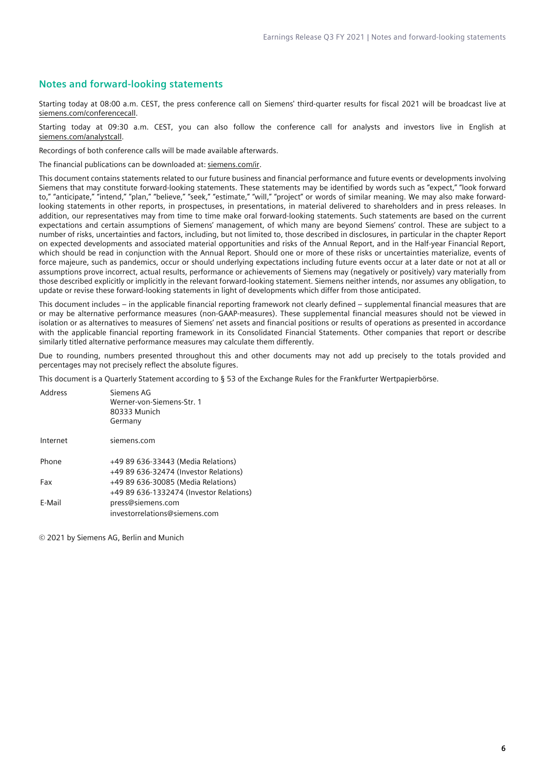## Notes and forward-looking statements

Starting today at 08:00 a.m. CEST, the press conference call on Siemens' third-quarter results for fiscal 2021 will be broadcast live at siemens.com/conferencecall.

Starting today at 09:30 a.m. CEST, you can also follow the conference call for analysts and investors live in English at siemens.com/analystcall.

Recordings of both conference calls will be made available afterwards.

The financial publications can be downloaded at: siemens.com/ir.

This document contains statements related to our future business and financial performance and future events or developments involving Siemens that may constitute forward-looking statements. These statements may be identified by words such as "expect," "look forward to," "anticipate," "intend," "plan," "believe," "seek," "estimate," "will," "project" or words of similar meaning. We may also make forward-looking statements in other reports, in prospectuses, in presentations, in material delivered to shareholders and in press releases. In addition, our representatives may from time to time make oral forward-looking statements. Such statements are based on the current expectations and certain assumptions of Siemens' management, of which many are beyond Siemens' control. These are subject to a number of risks, uncertainties and factors, including, but not limited to, those described in disclosures, in particular in the chapter Report on expected developments and associated material opportunities and risks of the Annual Report, and in the Half-year Financial Report, which should be read in conjunction with the Annual Report. Should one or more of these risks or uncertainties materialize, events of force majeure, such as pandemics, occur or should underlying expectations including future events occur at a later date or not at all or assumptions prove incorrect, actual results, performance or achievements of Siemens may (negatively or positively) vary materially from those described explicitly or implicitly in the relevant forward-looking statement. Siemens neither intends, nor assumes any obligation, to update or revise these forward-looking statements in light of developments which differ from those anticipated.

This document includes – in the applicable financial reporting framework not clearly defined – supplemental financial measures that are or may be alternative performance measures (non-GAAP-measures). These supplemental financial measures should not be viewed in isolation or as alternatives to measures of Siemens' net assets and financial positions or results of operations as presented in accordance with the applicable financial reporting framework in its Consolidated Financial Statements. Other companies that report or describe similarly titled alternative performance measures may calculate them differently.

Due to rounding, numbers presented throughout this and other documents may not add up precisely to the totals provided and percentages may not precisely reflect the absolute figures.

This document is a Quarterly Statement according to § 53 of the Exchange Rules for the Frankfurter Wertpapierbörse.

| | |
|---|---|
| Address | Siemens AG<br>Werner-von-Siemens-Str. 1<br>80333 Munich<br>Germany |
| Internet | siemens.com |
| Phone | +49 89 636-33443 (Media Relations)<br>+49 89 636-32474 (Investor Relations) |
| Fax | +49 89 636-30085 (Media Relations)<br>+49 89 636-1332474 (Investor Relations) |
| E-Mail | press@siemens.com<br>investorrelations@siemens.com |

© 2021 by Siemens AG, Berlin and Munich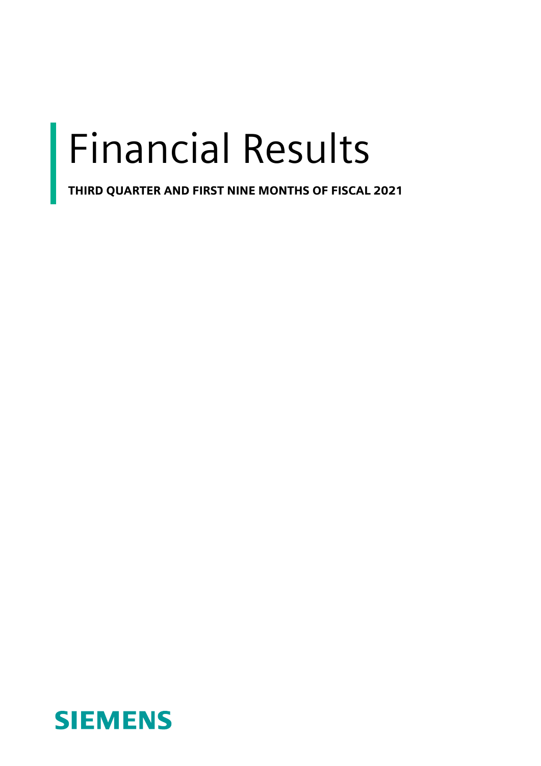# Financial Results

**THIRD QUARTER AND FIRST NINE MONTHS OF FISCAL 2021**

**SIEMENS**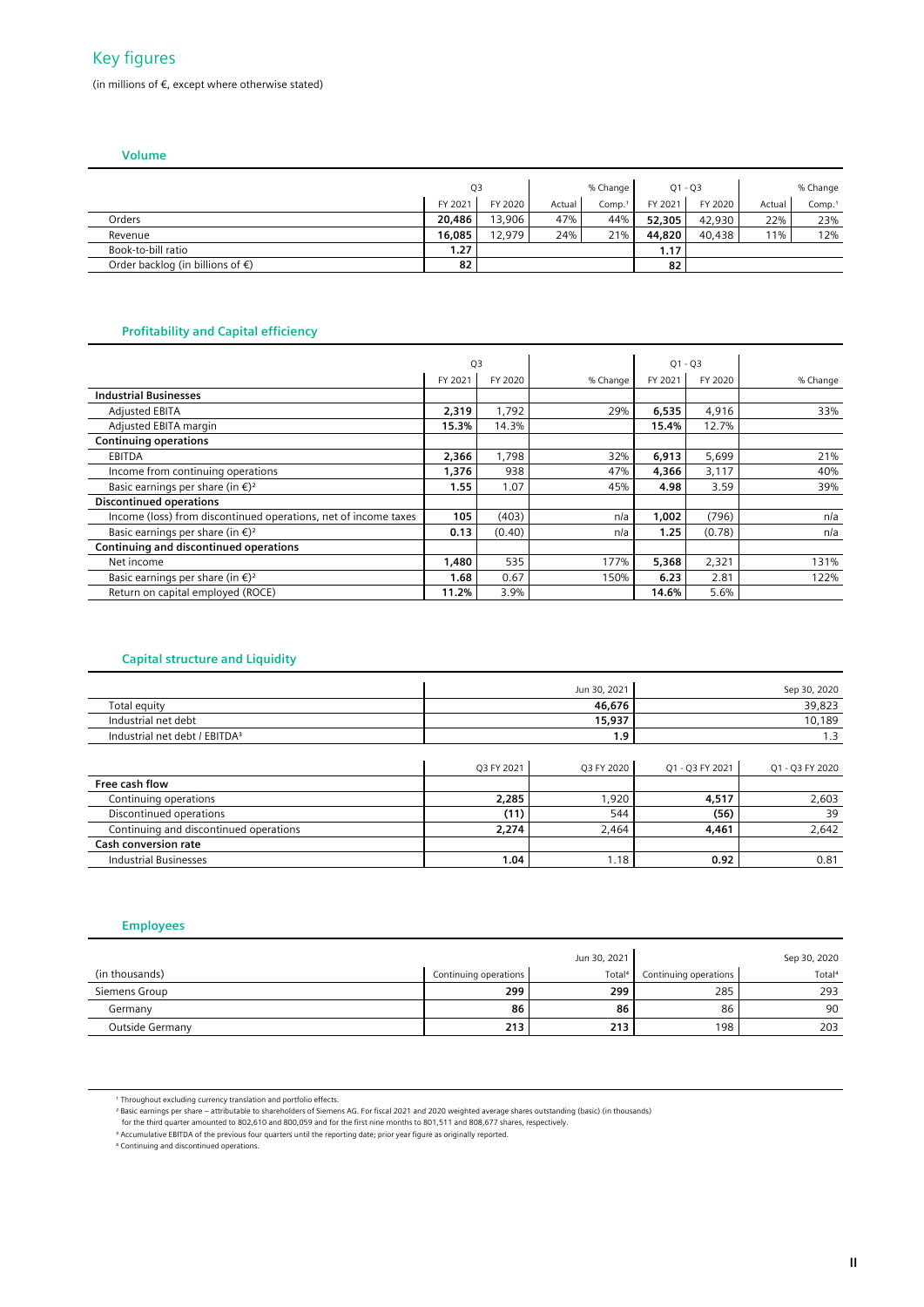# Key figures

(in millions of €, except where otherwise stated)

### Volume

| | Q3 | | % Change | | Q1 - Q3 | | % Change | |
|---|---|---|---|---|---|---|---|---|
| | FY 2021 | FY 2020 | Actual | Comp.[1] | FY 2021 | FY 2020 | Actual | Comp.[1] |
| Orders | **20,486** | 13,906 | 47% | 44% | **52,305** | 42,930 | 22% | 23% |
| Revenue | **16,085** | 12,979 | 24% | 21% | **44,820** | 40,438 | 11% | 12% |
| Book-to-bill ratio | **1.27** | | | | **1.17** | | | |
| Order backlog (in billions of €) | **82** | | | | **82** | | | |

### Profitability and Capital efficiency

| | Q3 | | | Q1 - Q3 | | |
|---|---|---|---|---|---|---|
| | FY 2021 | FY 2020 | % Change | FY 2021 | FY 2020 | % Change |
| **Industrial Businesses** | | | | | | |
| Adjusted EBITA | **2,319** | 1,792 | 29% | **6,535** | 4,916 | 33% |
| Adjusted EBITA margin | **15.3%** | 14.3% | | **15.4%** | 12.7% | |
| **Continuing operations** | | | | | | |
| EBITDA | **2,366** | 1,798 | 32% | **6,913** | 5,699 | 21% |
| Income from continuing operations | **1,376** | 938 | 47% | **4,366** | 3,117 | 40% |
| Basic earnings per share (in €)[2] | **1.55** | 1.07 | 45% | **4.98** | 3.59 | 39% |
| **Discontinued operations** | | | | | | |
| Income (loss) from discontinued operations, net of income taxes | **105** | (403) | n/a | **1,002** | (796) | n/a |
| Basic earnings per share (in €)[2] | **0.13** | (0.40) | n/a | **1.25** | (0.78) | n/a |
| **Continuing and discontinued operations** | | | | | | |
| Net income | **1,480** | 535 | 177% | **5,368** | 2,321 | 131% |
| Basic earnings per share (in €)[2] | **1.68** | 0.67 | 150% | **6.23** | 2.81 | 122% |
| Return on capital employed (ROCE) | **11.2%** | 3.9% | | **14.6%** | 5.6% | |

### Capital structure and Liquidity

| | Jun 30, 2021 | Sep 30, 2020 |
|---|---|---|
| Total equity | **46,676** | 39,823 |
| Industrial net debt | **15,937** | 10,189 |
| Industrial net debt / EBITDA[3] | **1.9** | 1.3 |

| | Q3 FY 2021 | Q3 FY 2020 | Q1 - Q3 FY 2021 | Q1 - Q3 FY 2020 |
|---|---|---|---|---|
| **Free cash flow** | | | | |
| Continuing operations | **2,285** | 1,920 | **4,517** | 2,603 |
| Discontinued operations | **(11)** | 544 | **(56)** | 39 |
| Continuing and discontinued operations | **2,274** | 2,464 | **4,461** | 2,642 |
| **Cash conversion rate** | | | | |
| Industrial Businesses | **1.04** | 1.18 | **0.92** | 0.81 |

### Employees

| | Jun 30, 2021 | | Sep 30, 2020 | |
|---|---|---|---|---|
| (in thousands) | Continuing operations | Total[4] | Continuing operations | Total[4] |
| Siemens Group | **299** | **299** | 285 | 293 |
| Germany | **86** | **86** | 86 | 90 |
| Outside Germany | **213** | **213** | 198 | 203 |

[1] Throughout excluding currency translation and portfolio effects.
[2] Basic earnings per share – attributable to shareholders of Siemens AG. For fiscal 2021 and 2020 weighted average shares outstanding (basic) (in thousands) for the third quarter amounted to 802,610 and 800,059 and for the first nine months to 801,511 and 808,677 shares, respectively.
[3] Accumulative EBITDA of the previous four quarters until the reporting date; prior year figure as originally reported.
[4] Continuing and discontinued operations.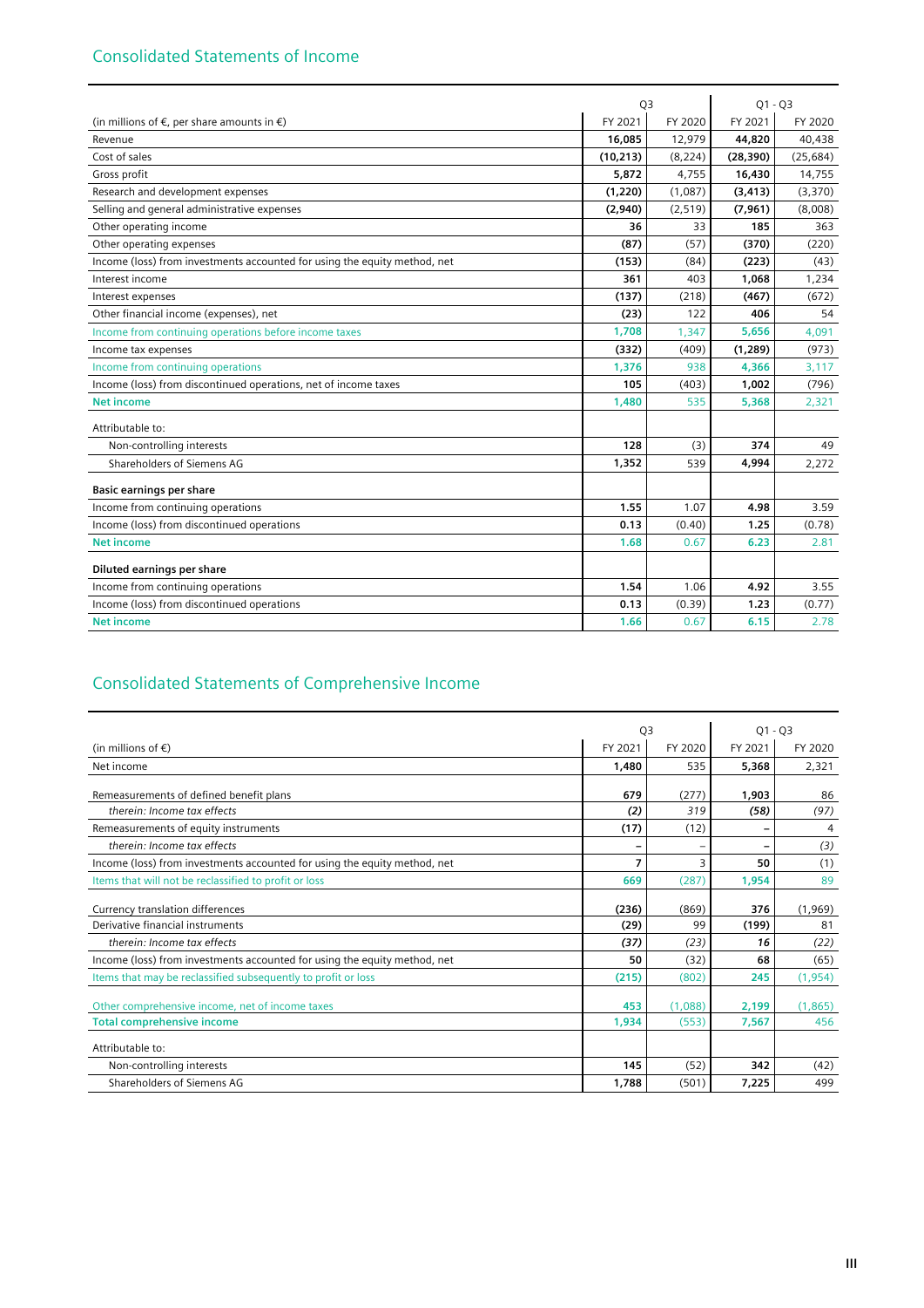## Consolidated Statements of Income

| (in millions of €, per share amounts in €) | Q3 FY 2021 | Q3 FY 2020 | Q1 - Q3 FY 2021 | Q1 - Q3 FY 2020 |
|---|---|---|---|---|
| Revenue | **16,085** | 12,979 | **44,820** | 40,438 |
| Cost of sales | **(10,213)** | (8,224) | **(28,390)** | (25,684) |
| Gross profit | **5,872** | 4,755 | **16,430** | 14,755 |
| Research and development expenses | **(1,220)** | (1,087) | **(3,413)** | (3,370) |
| Selling and general administrative expenses | **(2,940)** | (2,519) | **(7,961)** | (8,008) |
| Other operating income | **36** | 33 | **185** | 363 |
| Other operating expenses | **(87)** | (57) | **(370)** | (220) |
| Income (loss) from investments accounted for using the equity method, net | **(153)** | (84) | **(223)** | (43) |
| Interest income | **361** | 403 | **1,068** | 1,234 |
| Interest expenses | **(137)** | (218) | **(467)** | (672) |
| Other financial income (expenses), net | **(23)** | 122 | **406** | 54 |
| Income from continuing operations before income taxes | **1,708** | 1,347 | **5,656** | 4,091 |
| Income tax expenses | **(332)** | (409) | **(1,289)** | (973) |
| Income from continuing operations | **1,376** | 938 | **4,366** | 3,117 |
| Income (loss) from discontinued operations, net of income taxes | **105** | (403) | **1,002** | (796) |
| **Net income** | **1,480** | 535 | **5,368** | 2,321 |
| Attributable to: | | | | |
| Non-controlling interests | **128** | (3) | **374** | 49 |
| Shareholders of Siemens AG | **1,352** | 539 | **4,994** | 2,272 |
| **Basic earnings per share** | | | | |
| Income from continuing operations | **1.55** | 1.07 | **4.98** | 3.59 |
| Income (loss) from discontinued operations | **0.13** | (0.40) | **1.25** | (0.78) |
| **Net income** | **1.68** | 0.67 | **6.23** | 2.81 |
| **Diluted earnings per share** | | | | |
| Income from continuing operations | **1.54** | 1.06 | **4.92** | 3.55 |
| Income (loss) from discontinued operations | **0.13** | (0.39) | **1.23** | (0.77) |
| **Net income** | **1.66** | 0.67 | **6.15** | 2.78 |

## Consolidated Statements of Comprehensive Income

| (in millions of €) | Q3 FY 2021 | Q3 FY 2020 | Q1 - Q3 FY 2021 | Q1 - Q3 FY 2020 |
|---|---|---|---|---|
| Net income | **1,480** | 535 | **5,368** | 2,321 |
| Remeasurements of defined benefit plans | **679** | (277) | **1,903** | 86 |
| *therein: Income tax effects* | ***(2)*** | *319* | ***(58)*** | *(97)* |
| Remeasurements of equity instruments | **(17)** | (12) | **–** | 4 |
| *therein: Income tax effects* | **–** | – | **–** | *(3)* |
| Income (loss) from investments accounted for using the equity method, net | **7** | 3 | **50** | (1) |
| Items that will not be reclassified to profit or loss | **669** | (287) | **1,954** | 89 |
| Currency translation differences | **(236)** | (869) | **376** | (1,969) |
| Derivative financial instruments | **(29)** | 99 | **(199)** | 81 |
| *therein: Income tax effects* | ***(37)*** | *(23)* | ***16*** | *(22)* |
| Income (loss) from investments accounted for using the equity method, net | **50** | (32) | **68** | (65) |
| Items that may be reclassified subsequently to profit or loss | **(215)** | (802) | **245** | (1,954) |
| Other comprehensive income, net of income taxes | **453** | (1,088) | **2,199** | (1,865) |
| **Total comprehensive income** | **1,934** | (553) | **7,567** | 456 |
| Attributable to: | | | | |
| Non-controlling interests | **145** | (52) | **342** | (42) |
| Shareholders of Siemens AG | **1,788** | (501) | **7,225** | 499 |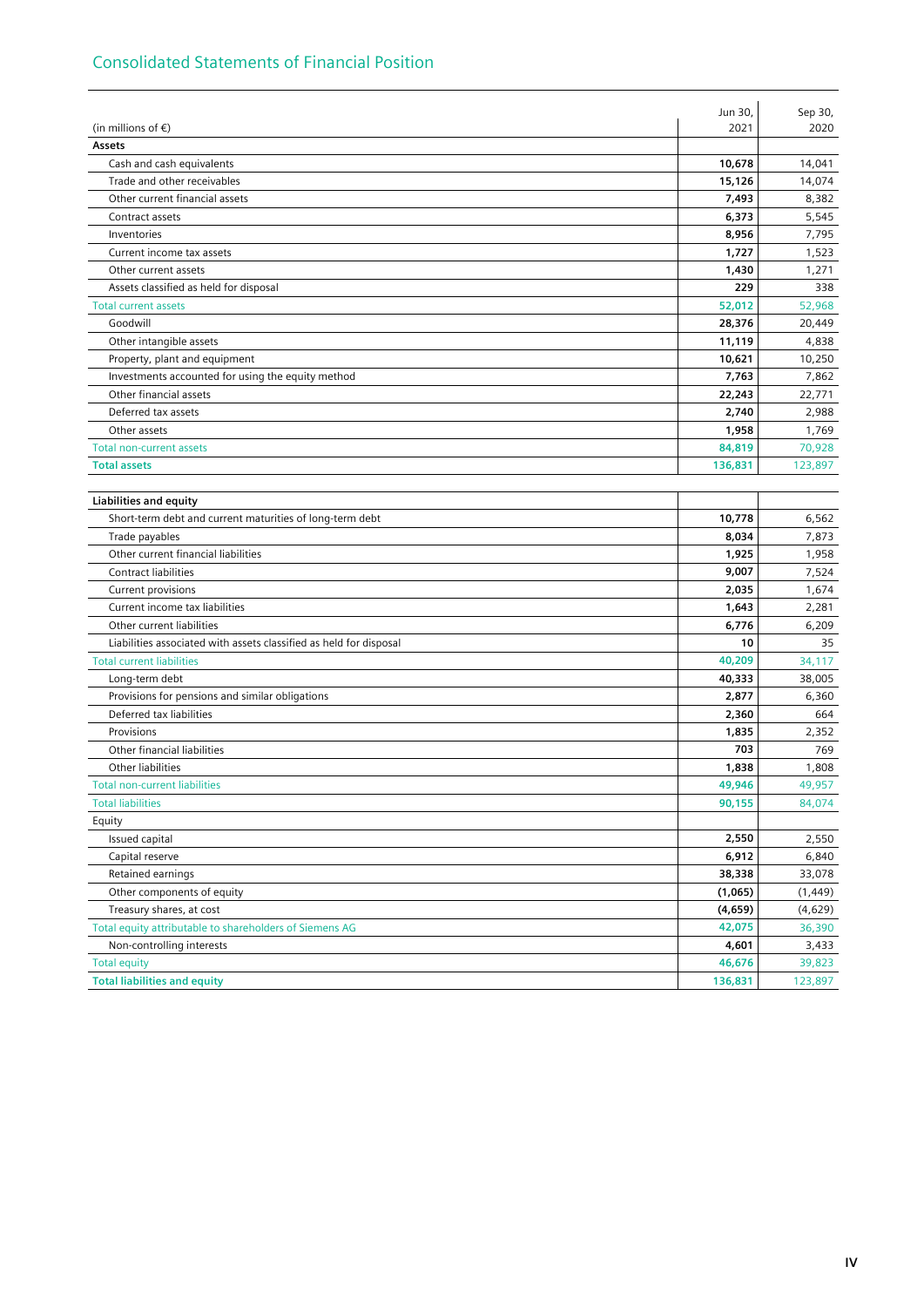## Consolidated Statements of Financial Position

| (in millions of €) | Jun 30, 2021 | Sep 30, 2020 |
|---|---|---|
| **Assets** | | |
| Cash and cash equivalents | **10,678** | 14,041 |
| Trade and other receivables | **15,126** | 14,074 |
| Other current financial assets | **7,493** | 8,382 |
| Contract assets | **6,373** | 5,545 |
| Inventories | **8,956** | 7,795 |
| Current income tax assets | **1,727** | 1,523 |
| Other current assets | **1,430** | 1,271 |
| Assets classified as held for disposal | **229** | 338 |
| Total current assets | **52,012** | 52,968 |
| Goodwill | **28,376** | 20,449 |
| Other intangible assets | **11,119** | 4,838 |
| Property, plant and equipment | **10,621** | 10,250 |
| Investments accounted for using the equity method | **7,763** | 7,862 |
| Other financial assets | **22,243** | 22,771 |
| Deferred tax assets | **2,740** | 2,988 |
| Other assets | **1,958** | 1,769 |
| Total non-current assets | **84,819** | 70,928 |
| **Total assets** | **136,831** | 123,897 |
| | | |
| **Liabilities and equity** | | |
| Short-term debt and current maturities of long-term debt | **10,778** | 6,562 |
| Trade payables | **8,034** | 7,873 |
| Other current financial liabilities | **1,925** | 1,958 |
| Contract liabilities | **9,007** | 7,524 |
| Current provisions | **2,035** | 1,674 |
| Current income tax liabilities | **1,643** | 2,281 |
| Other current liabilities | **6,776** | 6,209 |
| Liabilities associated with assets classified as held for disposal | **10** | 35 |
| Total current liabilities | **40,209** | 34,117 |
| Long-term debt | **40,333** | 38,005 |
| Provisions for pensions and similar obligations | **2,877** | 6,360 |
| Deferred tax liabilities | **2,360** | 664 |
| Provisions | **1,835** | 2,352 |
| Other financial liabilities | **703** | 769 |
| Other liabilities | **1,838** | 1,808 |
| Total non-current liabilities | **49,946** | 49,957 |
| Total liabilities | **90,155** | 84,074 |
| Equity | | |
| Issued capital | **2,550** | 2,550 |
| Capital reserve | **6,912** | 6,840 |
| Retained earnings | **38,338** | 33,078 |
| Other components of equity | **(1,065)** | (1,449) |
| Treasury shares, at cost | **(4,659)** | (4,629) |
| Total equity attributable to shareholders of Siemens AG | **42,075** | 36,390 |
| Non-controlling interests | **4,601** | 3,433 |
| Total equity | **46,676** | 39,823 |
| **Total liabilities and equity** | **136,831** | 123,897 |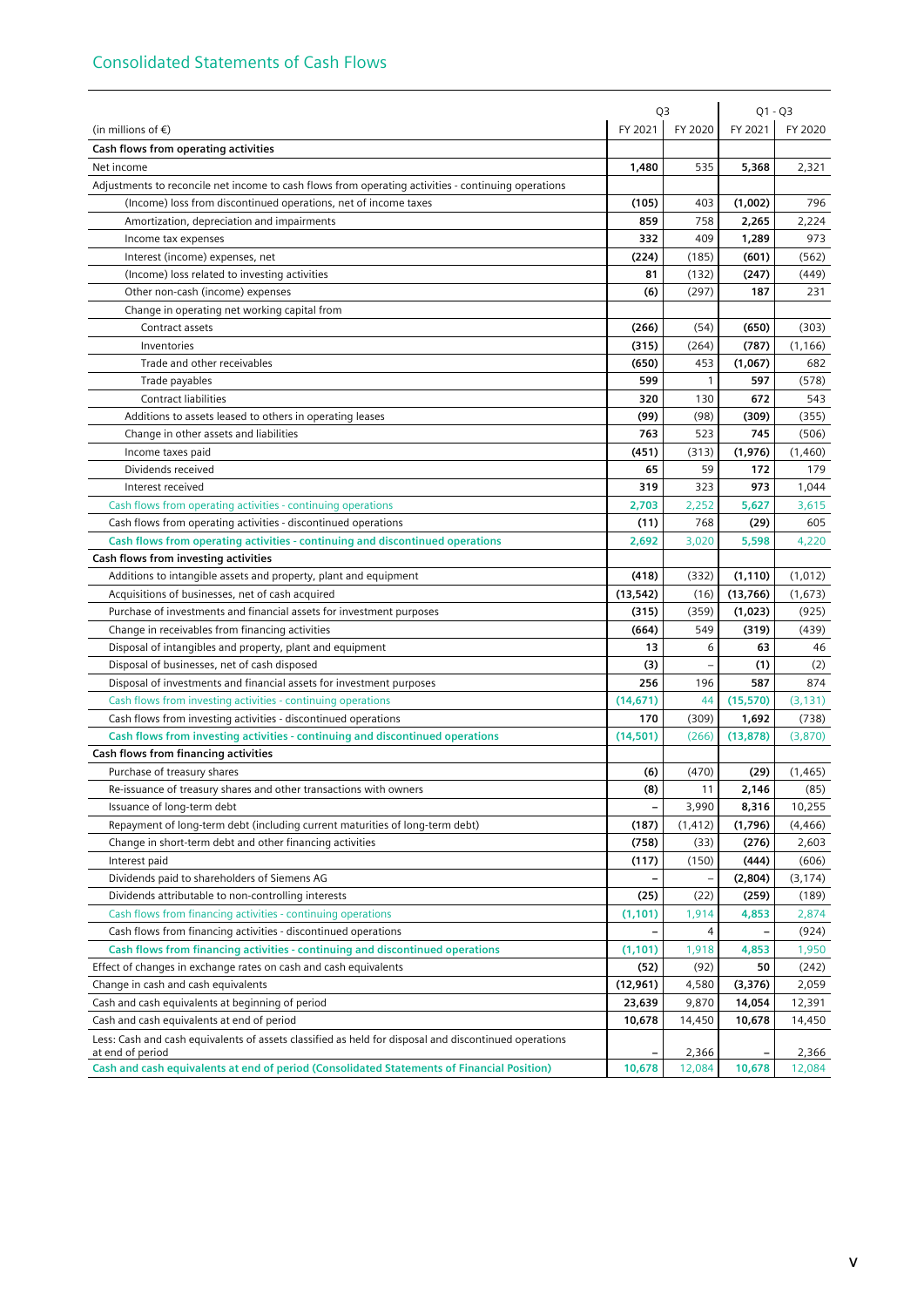## Consolidated Statements of Cash Flows

| (in millions of €) | Q3 FY 2021 | Q3 FY 2020 | Q1 - Q3 FY 2021 | Q1 - Q3 FY 2020 |
|---|---|---|---|---|
| **Cash flows from operating activities** | | | | |
| Net income | **1,480** | 535 | **5,368** | 2,321 |
| Adjustments to reconcile net income to cash flows from operating activities - continuing operations | | | | |
| (Income) loss from discontinued operations, net of income taxes | **(105)** | 403 | **(1,002)** | 796 |
| Amortization, depreciation and impairments | **859** | 758 | **2,265** | 2,224 |
| Income tax expenses | **332** | 409 | **1,289** | 973 |
| Interest (income) expenses, net | **(224)** | (185) | **(601)** | (562) |
| (Income) loss related to investing activities | **81** | (132) | **(247)** | (449) |
| Other non-cash (income) expenses | **(6)** | (297) | **187** | 231 |
| Change in operating net working capital from | | | | |
| Contract assets | **(266)** | (54) | **(650)** | (303) |
| Inventories | **(315)** | (264) | **(787)** | (1,166) |
| Trade and other receivables | **(650)** | 453 | **(1,067)** | 682 |
| Trade payables | **599** | 1 | **597** | (578) |
| Contract liabilities | **320** | 130 | **672** | 543 |
| Additions to assets leased to others in operating leases | **(99)** | (98) | **(309)** | (355) |
| Change in other assets and liabilities | **763** | 523 | **745** | (506) |
| Income taxes paid | **(451)** | (313) | **(1,976)** | (1,460) |
| Dividends received | **65** | 59 | **172** | 179 |
| Interest received | **319** | 323 | **973** | 1,044 |
| Cash flows from operating activities - continuing operations | **2,703** | 2,252 | **5,627** | 3,615 |
| Cash flows from operating activities - discontinued operations | **(11)** | 768 | **(29)** | 605 |
| **Cash flows from operating activities - continuing and discontinued operations** | **2,692** | 3,020 | **5,598** | 4,220 |
| **Cash flows from investing activities** | | | | |
| Additions to intangible assets and property, plant and equipment | **(418)** | (332) | **(1,110)** | (1,012) |
| Acquisitions of businesses, net of cash acquired | **(13,542)** | (16) | **(13,766)** | (1,673) |
| Purchase of investments and financial assets for investment purposes | **(315)** | (359) | **(1,023)** | (925) |
| Change in receivables from financing activities | **(664)** | 549 | **(319)** | (439) |
| Disposal of intangibles and property, plant and equipment | **13** | 6 | **63** | 46 |
| Disposal of businesses, net of cash disposed | **(3)** | – | **(1)** | (2) |
| Disposal of investments and financial assets for investment purposes | **256** | 196 | **587** | 874 |
| Cash flows from investing activities - continuing operations | **(14,671)** | 44 | **(15,570)** | (3,131) |
| Cash flows from investing activities - discontinued operations | **170** | (309) | **1,692** | (738) |
| **Cash flows from investing activities - continuing and discontinued operations** | **(14,501)** | (266) | **(13,878)** | (3,870) |
| **Cash flows from financing activities** | | | | |
| Purchase of treasury shares | **(6)** | (470) | **(29)** | (1,465) |
| Re-issuance of treasury shares and other transactions with owners | **(8)** | 11 | **2,146** | (85) |
| Issuance of long-term debt | **–** | 3,990 | **8,316** | 10,255 |
| Repayment of long-term debt (including current maturities of long-term debt) | **(187)** | (1,412) | **(1,796)** | (4,466) |
| Change in short-term debt and other financing activities | **(758)** | (33) | **(276)** | 2,603 |
| Interest paid | **(117)** | (150) | **(444)** | (606) |
| Dividends paid to shareholders of Siemens AG | **–** | – | **(2,804)** | (3,174) |
| Dividends attributable to non-controlling interests | **(25)** | (22) | **(259)** | (189) |
| Cash flows from financing activities - continuing operations | **(1,101)** | 1,914 | **4,853** | 2,874 |
| Cash flows from financing activities - discontinued operations | **–** | 4 | **–** | (924) |
| **Cash flows from financing activities - continuing and discontinued operations** | **(1,101)** | 1,918 | **4,853** | 1,950 |
| Effect of changes in exchange rates on cash and cash equivalents | **(52)** | (92) | **50** | (242) |
| Change in cash and cash equivalents | **(12,961)** | 4,580 | **(3,376)** | 2,059 |
| Cash and cash equivalents at beginning of period | **23,639** | 9,870 | **14,054** | 12,391 |
| Cash and cash equivalents at end of period | **10,678** | 14,450 | **10,678** | 14,450 |
| Less: Cash and cash equivalents of assets classified as held for disposal and discontinued operations at end of period | **–** | 2,366 | **–** | 2,366 |
| **Cash and cash equivalents at end of period (Consolidated Statements of Financial Position)** | **10,678** | 12,084 | **10,678** | 12,084 |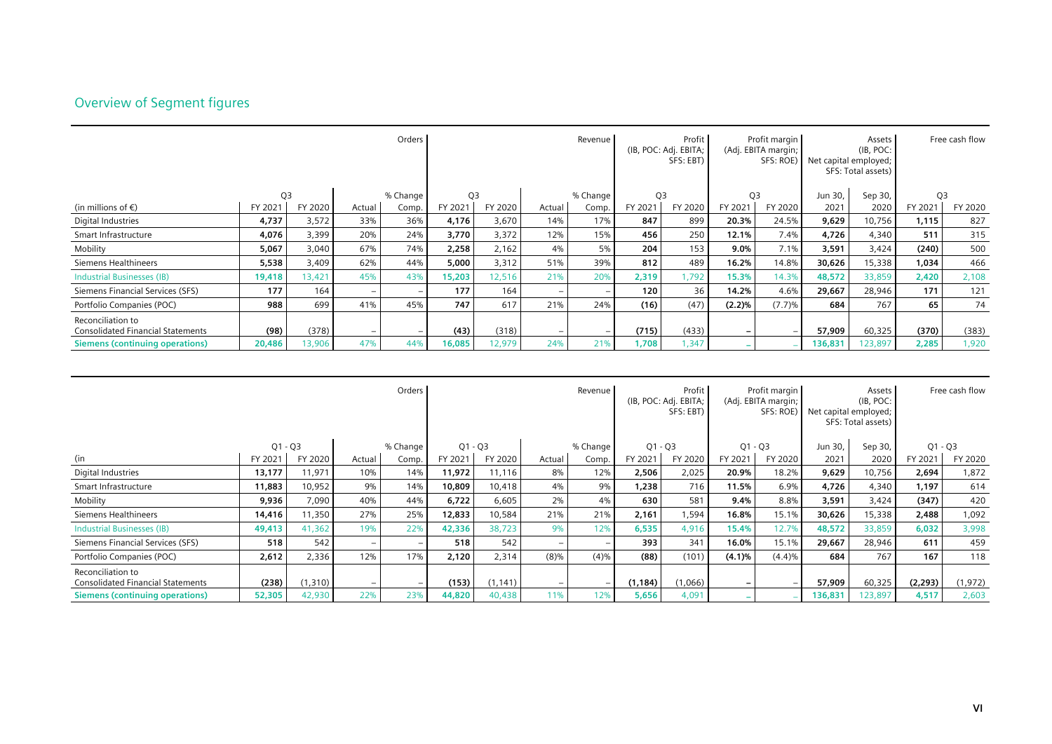## Overview of Segment figures

| (in millions of €) | Orders | | | | Revenue | | | | Profit (IB, POC: Adj. EBITA; SFS: EBT) | | Profit margin (Adj. EBITA margin; SFS: ROE) | | Assets (IB, POC: Net capital employed; SFS: Total assets) | | Free cash flow | |
|---|---|---|---|---|---|---|---|---|---|---|---|---|---|---|---|---|
| | Q3 | | % Change | | Q3 | | % Change | | Q3 | | Q3 | | Jun 30, | Sep 30, | Q3 | |
| | FY 2021 | FY 2020 | Actual | Comp. | FY 2021 | FY 2020 | Actual | Comp. | FY 2021 | FY 2020 | FY 2021 | FY 2020 | 2021 | 2020 | FY 2021 | FY 2020 |
| Digital Industries | **4,737** | 3,572 | 33% | 36% | **4,176** | 3,670 | 14% | 17% | **847** | 899 | **20.3%** | 24.5% | **9,629** | 10,756 | **1,115** | 827 |
| Smart Infrastructure | **4,076** | 3,399 | 20% | 24% | **3,770** | 3,372 | 12% | 15% | **456** | 250 | **12.1%** | 7.4% | **4,726** | 4,340 | **511** | 315 |
| Mobility | **5,067** | 3,040 | 67% | 74% | **2,258** | 2,162 | 4% | 5% | **204** | 153 | **9.0%** | 7.1% | **3,591** | 3,424 | **(240)** | 500 |
| Siemens Healthineers | **5,538** | 3,409 | 62% | 44% | **5,000** | 3,312 | 51% | 39% | **812** | 489 | **16.2%** | 14.8% | **30,626** | 15,338 | **1,034** | 466 |
| Industrial Businesses (IB) | **19,418** | 13,421 | 45% | 43% | **15,203** | 12,516 | 21% | 20% | **2,319** | 1,792 | **15.3%** | 14.3% | **48,572** | 33,859 | **2,420** | 2,108 |
| Siemens Financial Services (SFS) | **177** | 164 | – | – | **177** | 164 | – | – | **120** | 36 | **14.2%** | 4.6% | **29,667** | 28,946 | **171** | 121 |
| Portfolio Companies (POC) | **988** | 699 | 41% | 45% | **747** | 617 | 21% | 24% | **(16)** | (47) | **(2.2)%** | (7.7)% | **684** | 767 | **65** | 74 |
| Reconciliation to Consolidated Financial Statements | **(98)** | (378) | – | – | **(43)** | (318) | – | – | **(715)** | (433) | – | – | **57,909** | 60,325 | **(370)** | (383) |
| **Siemens (continuing operations)** | **20,486** | 13,906 | 47% | 44% | **16,085** | 12,979 | 24% | 21% | **1,708** | 1,347 | – | – | **136,831** | 123,897 | **2,285** | 1,920 |

| (in | Orders | | | | Revenue | | | | Profit (IB, POC: Adj. EBITA; SFS: EBT) | | Profit margin (Adj. EBITA margin; SFS: ROE) | | Assets (IB, POC: Net capital employed; SFS: Total assets) | | Free cash flow | |
|---|---|---|---|---|---|---|---|---|---|---|---|---|---|---|---|---|
| | Q1 - Q3 | | % Change | | Q1 - Q3 | | % Change | | Q1 - Q3 | | Q1 - Q3 | | Jun 30, | Sep 30, | Q1 - Q3 | |
| | FY 2021 | FY 2020 | Actual | Comp. | FY 2021 | FY 2020 | Actual | Comp. | FY 2021 | FY 2020 | FY 2021 | FY 2020 | 2021 | 2020 | FY 2021 | FY 2020 |
| Digital Industries | **13,177** | 11,971 | 10% | 14% | **11,972** | 11,116 | 8% | 12% | **2,506** | 2,025 | **20.9%** | 18.2% | **9,629** | 10,756 | **2,694** | 1,872 |
| Smart Infrastructure | **11,883** | 10,952 | 9% | 14% | **10,809** | 10,418 | 4% | 9% | **1,238** | 716 | **11.5%** | 6.9% | **4,726** | 4,340 | **1,197** | 614 |
| Mobility | **9,936** | 7,090 | 40% | 44% | **6,722** | 6,605 | 2% | 4% | **630** | 581 | **9.4%** | 8.8% | **3,591** | 3,424 | **(347)** | 420 |
| Siemens Healthineers | **14,416** | 11,350 | 27% | 25% | **12,833** | 10,584 | 21% | 21% | **2,161** | 1,594 | **16.8%** | 15.1% | **30,626** | 15,338 | **2,488** | 1,092 |
| Industrial Businesses (IB) | **49,413** | 41,362 | 19% | 22% | **42,336** | 38,723 | 9% | 12% | **6,535** | 4,916 | **15.4%** | 12.7% | **48,572** | 33,859 | **6,032** | 3,998 |
| Siemens Financial Services (SFS) | **518** | 542 | – | – | **518** | 542 | – | – | **393** | 341 | **16.0%** | 15.1% | **29,667** | 28,946 | **611** | 459 |
| Portfolio Companies (POC) | **2,612** | 2,336 | 12% | 17% | **2,120** | 2,314 | (8)% | (4)% | **(88)** | (101) | **(4.1)%** | (4.4)% | **684** | 767 | **167** | 118 |
| Reconciliation to Consolidated Financial Statements | **(238)** | (1,310) | – | – | **(153)** | (1,141) | – | – | **(1,184)** | (1,066) | – | – | **57,909** | 60,325 | **(2,293)** | (1,972) |
| **Siemens (continuing operations)** | **52,305** | 42,930 | 22% | 23% | **44,820** | 40,438 | 11% | 12% | **5,656** | 4,091 | – | – | **136,831** | 123,897 | **4,517** | 2,603 |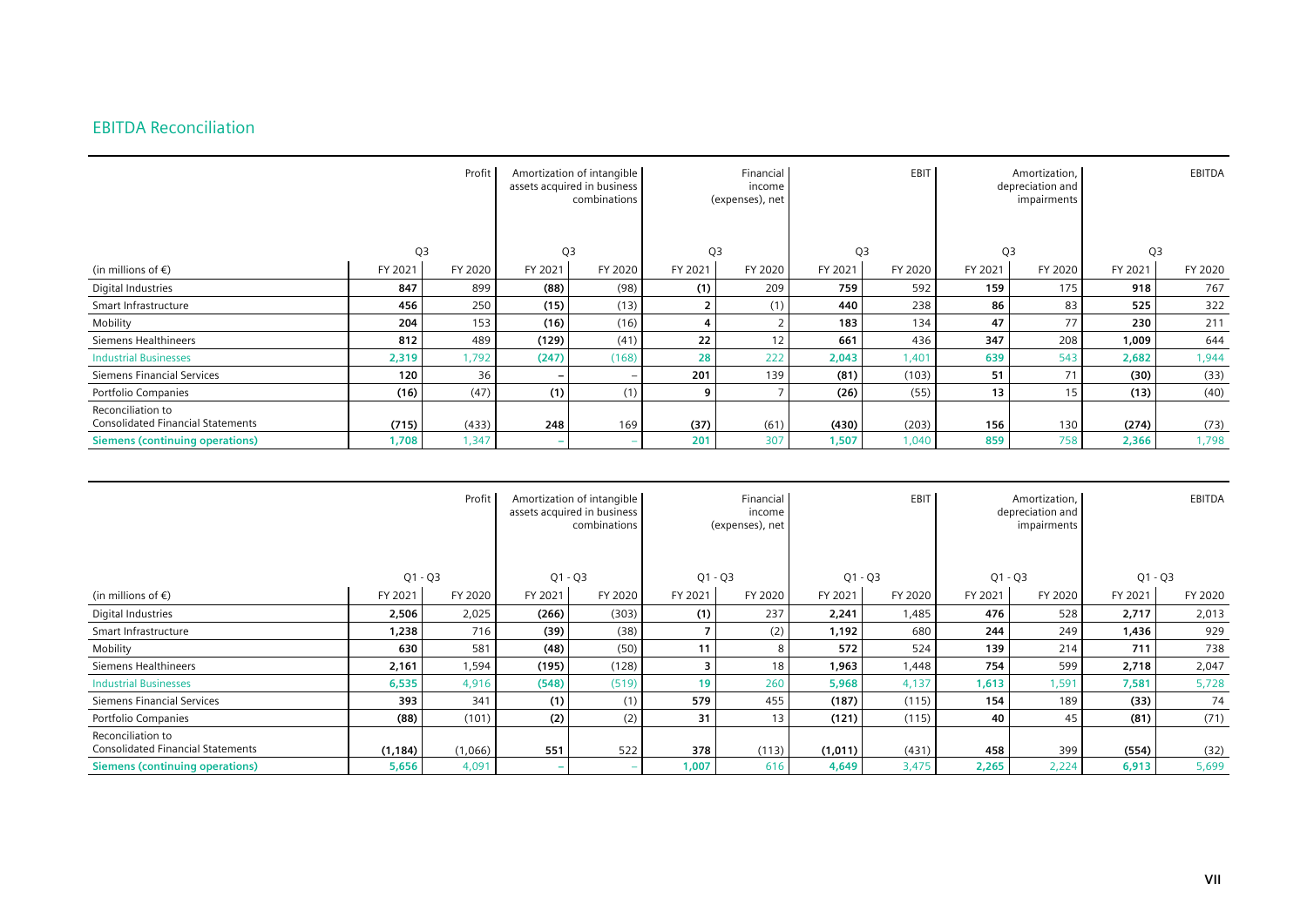## EBITDA Reconciliation

| | Profit | | Amortization of intangible assets acquired in business combinations | | Financial income (expenses), net | | EBIT | | Amortization, depreciation and impairments | | EBITDA | |
|---|---|---|---|---|---|---|---|---|---|---|---|---|
| | Q3 | | Q3 | | Q3 | | Q3 | | Q3 | | Q3 | |
| (in millions of €) | FY 2021 | FY 2020 | FY 2021 | FY 2020 | FY 2021 | FY 2020 | FY 2021 | FY 2020 | FY 2021 | FY 2020 | FY 2021 | FY 2020 |
| Digital Industries | **847** | 899 | **(88)** | (98) | **(1)** | 209 | **759** | 592 | **159** | 175 | **918** | 767 |
| Smart Infrastructure | **456** | 250 | **(15)** | (13) | **2** | (1) | **440** | 238 | **86** | 83 | **525** | 322 |
| Mobility | **204** | 153 | **(16)** | (16) | **4** | 2 | **183** | 134 | **47** | 77 | **230** | 211 |
| Siemens Healthineers | **812** | 489 | **(129)** | (41) | **22** | 12 | **661** | 436 | **347** | 208 | **1,009** | 644 |
| Industrial Businesses | **2,319** | 1,792 | **(247)** | (168) | **28** | 222 | **2,043** | 1,401 | **639** | 543 | **2,682** | 1,944 |
| Siemens Financial Services | **120** | 36 | **–** | – | **201** | 139 | **(81)** | (103) | **51** | 71 | **(30)** | (33) |
| Portfolio Companies | **(16)** | (47) | **(1)** | (1) | **9** | 7 | **(26)** | (55) | **13** | 15 | **(13)** | (40) |
| Reconciliation to Consolidated Financial Statements | **(715)** | (433) | **248** | 169 | **(37)** | (61) | **(430)** | (203) | **156** | 130 | **(274)** | (73) |
| **Siemens (continuing operations)** | **1,708** | 1,347 | **–** | – | **201** | 307 | **1,507** | 1,040 | **859** | 758 | **2,366** | 1,798 |

| | Profit | | Amortization of intangible assets acquired in business combinations | | Financial income (expenses), net | | EBIT | | Amortization, depreciation and impairments | | EBITDA | |
|---|---|---|---|---|---|---|---|---|---|---|---|---|
| | Q1 - Q3 | | Q1 - Q3 | | Q1 - Q3 | | Q1 - Q3 | | Q1 - Q3 | | Q1 - Q3 | |
| (in millions of €) | FY 2021 | FY 2020 | FY 2021 | FY 2020 | FY 2021 | FY 2020 | FY 2021 | FY 2020 | FY 2021 | FY 2020 | FY 2021 | FY 2020 |
| Digital Industries | **2,506** | 2,025 | **(266)** | (303) | **(1)** | 237 | **2,241** | 1,485 | **476** | 528 | **2,717** | 2,013 |
| Smart Infrastructure | **1,238** | 716 | **(39)** | (38) | **7** | (2) | **1,192** | 680 | **244** | 249 | **1,436** | 929 |
| Mobility | **630** | 581 | **(48)** | (50) | **11** | 8 | **572** | 524 | **139** | 214 | **711** | 738 |
| Siemens Healthineers | **2,161** | 1,594 | **(195)** | (128) | **3** | 18 | **1,963** | 1,448 | **754** | 599 | **2,718** | 2,047 |
| Industrial Businesses | **6,535** | 4,916 | **(548)** | (519) | **19** | 260 | **5,968** | 4,137 | **1,613** | 1,591 | **7,581** | 5,728 |
| Siemens Financial Services | **393** | 341 | **(1)** | (1) | **579** | 455 | **(187)** | (115) | **154** | 189 | **(33)** | 74 |
| Portfolio Companies | **(88)** | (101) | **(2)** | (2) | **31** | 13 | **(121)** | (115) | **40** | 45 | **(81)** | (71) |
| Reconciliation to Consolidated Financial Statements | **(1,184)** | (1,066) | **551** | 522 | **378** | (113) | **(1,011)** | (431) | **458** | 399 | **(554)** | (32) |
| **Siemens (continuing operations)** | **5,656** | 4,091 | **–** | – | **1,007** | 616 | **4,649** | 3,475 | **2,265** | 2,224 | **6,913** | 5,699 |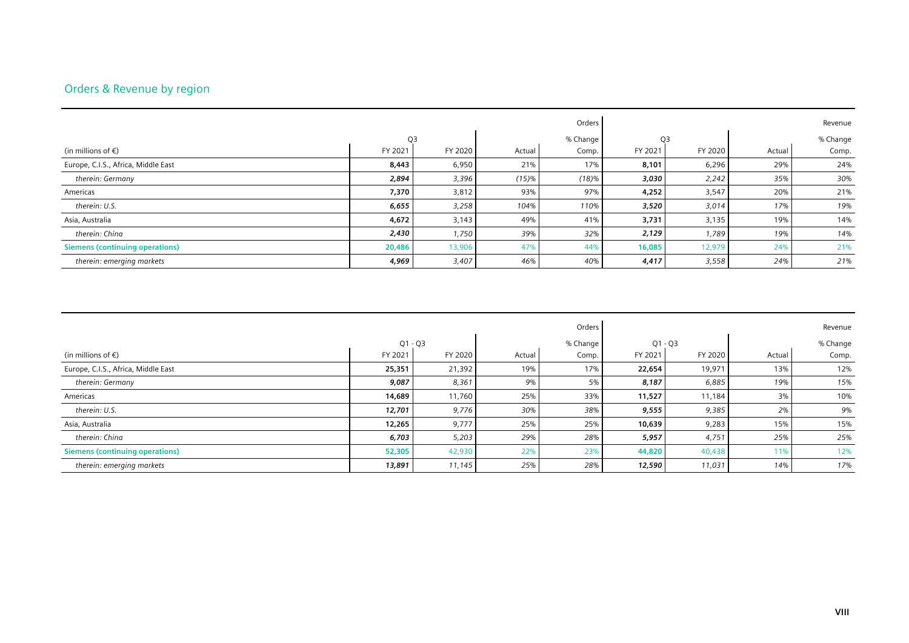## Orders & Revenue by region

| (in millions of €) | Orders | | | | Revenue | | | |
|---|---|---|---|---|---|---|---|---|
| | Q3 | | % Change | | Q3 | | % Change | |
| | FY 2021 | FY 2020 | Actual | Comp. | FY 2021 | FY 2020 | Actual | Comp. |
| Europe, C.I.S., Africa, Middle East | **8,443** | 6,950 | 21% | 17% | **8,101** | 6,296 | 29% | 24% |
| *therein: Germany* | ***2,894*** | *3,396* | *(15)%* | *(18)%* | ***3,030*** | *2,242* | *35%* | *30%* |
| Americas | **7,370** | 3,812 | 93% | 97% | **4,252** | 3,547 | 20% | 21% |
| *therein: U.S.* | ***6,655*** | *3,258* | *104%* | *110%* | ***3,520*** | *3,014* | *17%* | *19%* |
| Asia, Australia | **4,672** | 3,143 | 49% | 41% | **3,731** | 3,135 | 19% | 14% |
| *therein: China* | ***2,430*** | *1,750* | *39%* | *32%* | ***2,129*** | *1,789* | *19%* | *14%* |
| **Siemens (continuing operations)** | **20,486** | 13,906 | 47% | 44% | **16,085** | 12,979 | 24% | 21% |
| *therein: emerging markets* | ***4,969*** | *3,407* | *46%* | *40%* | ***4,417*** | *3,558* | *24%* | *21%* |

| (in millions of €) | Orders | | | | Revenue | | | |
|---|---|---|---|---|---|---|---|---|
| | Q1 - Q3 | | % Change | | Q1 - Q3 | | % Change | |
| | FY 2021 | FY 2020 | Actual | Comp. | FY 2021 | FY 2020 | Actual | Comp. |
| Europe, C.I.S., Africa, Middle East | **25,351** | 21,392 | 19% | 17% | **22,654** | 19,971 | 13% | 12% |
| *therein: Germany* | ***9,087*** | *8,361* | *9%* | *5%* | ***8,187*** | *6,885* | *19%* | *15%* |
| Americas | **14,689** | 11,760 | 25% | 33% | **11,527** | 11,184 | 3% | 10% |
| *therein: U.S.* | ***12,701*** | *9,776* | *30%* | *38%* | ***9,555*** | *9,385* | *2%* | *9%* |
| Asia, Australia | **12,265** | 9,777 | 25% | 25% | **10,639** | 9,283 | 15% | 15% |
| *therein: China* | ***6,703*** | *5,203* | *29%* | *28%* | ***5,957*** | *4,751* | *25%* | *25%* |
| **Siemens (continuing operations)** | **52,305** | 42,930 | 22% | 23% | **44,820** | 40,438 | 11% | 12% |
| *therein: emerging markets* | ***13,891*** | *11,145* | *25%* | *28%* | ***12,590*** | *11,031* | *14%* | *17%* |